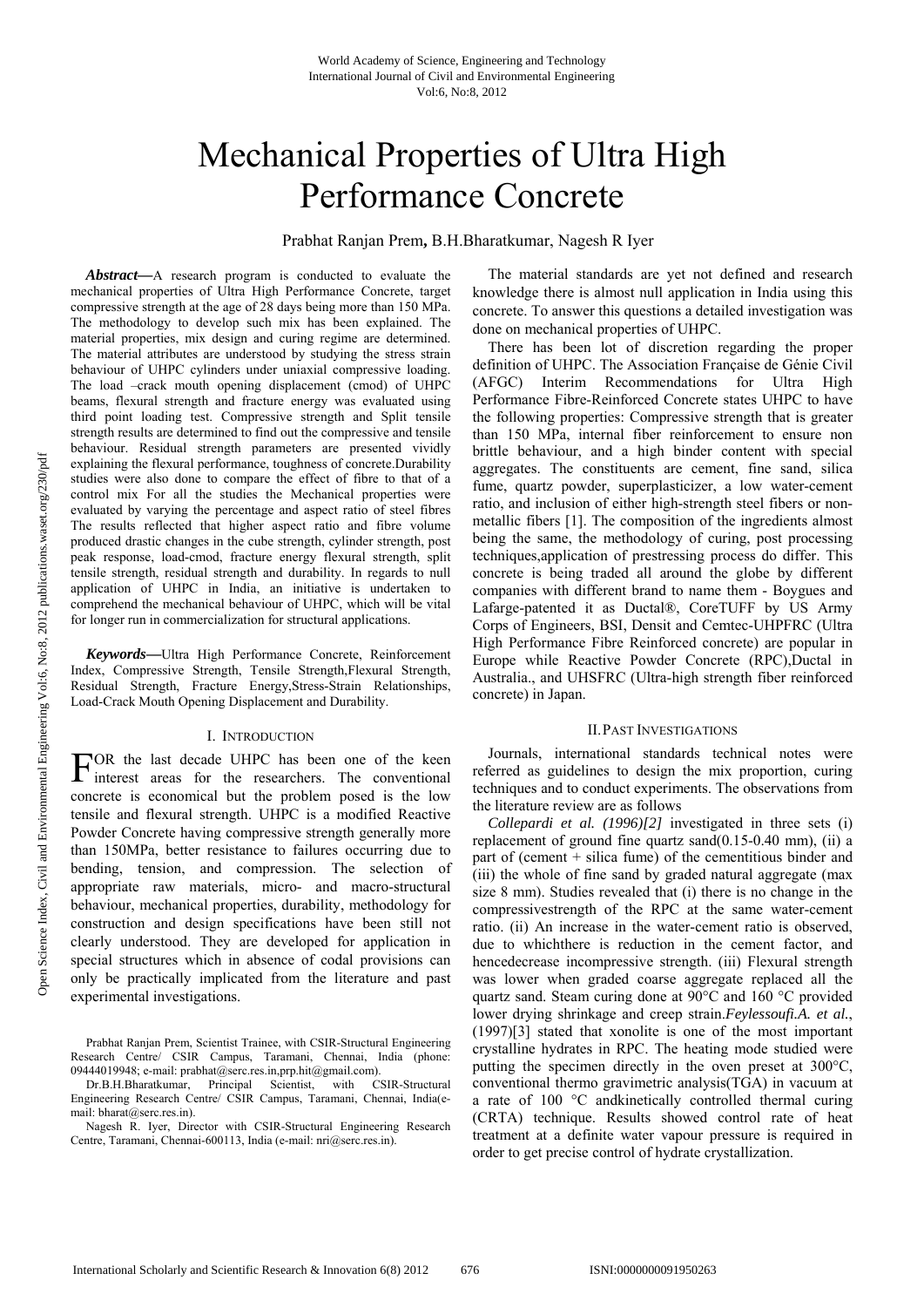# Mechanical Properties of Ultra High Performance Concrete

Prabhat Ranjan Prem**,** B.H.Bharatkumar, Nagesh R Iyer

***Abstract*****—**A research program is conducted to evaluate the mechanical properties of Ultra High Performance Concrete, target compressive strength at the age of 28 days being more than 150 MPa. The methodology to develop such mix has been explained. The material properties, mix design and curing regime are determined. The material attributes are understood by studying the stress strain behaviour of UHPC cylinders under uniaxial compressive loading. The load –crack mouth opening displacement (cmod) of UHPC beams, flexural strength and fracture energy was evaluated using third point loading test. Compressive strength and Split tensile strength results are determined to find out the compressive and tensile behaviour. Residual strength parameters are presented vividly explaining the flexural performance, toughness of concrete.Durability studies were also done to compare the effect of fibre to that of a control mix For all the studies the Mechanical properties were evaluated by varying the percentage and aspect ratio of steel fibres The results reflected that higher aspect ratio and fibre volume produced drastic changes in the cube strength, cylinder strength, post peak response, load-cmod, fracture energy flexural strength, split tensile strength, residual strength and durability. In regards to null application of UHPC in India, an initiative is undertaken to comprehend the mechanical behaviour of UHPC, which will be vital for longer run in commercialization for structural applications.

***Keywords*****—**Ultra High Performance Concrete, Reinforcement Index, Compressive Strength, Tensile Strength,Flexural Strength, Residual Strength, Fracture Energy,Stress-Strain Relationships, Load-Crack Mouth Opening Displacement and Durability.

## I. Introduction

FOR the last decade UHPC has been one of the keen interest areas for the researchers. The conventional concrete is economical but the problem posed is the low tensile and flexural strength. UHPC is a modified Reactive Powder Concrete having compressive strength generally more than 150MPa, better resistance to failures occurring due to bending, tension, and compression. The selection of appropriate raw materials, micro- and macro-structural behaviour, mechanical properties, durability, methodology for construction and design specifications have been still not clearly understood. They are developed for application in special structures which in absence of codal provisions can only be practically implicated from the literature and past experimental investigations.

Prabhat Ranjan Prem, Scientist Trainee, with CSIR-Structural Engineering Research Centre/ CSIR Campus, Taramani, Chennai, India (phone: 09444019948; e-mail: prabhat@serc.res.in,prp.hit@gmail.com).

Dr.B.H.Bharatkumar, Principal Scientist, with CSIR-Structural Engineering Research Centre/ CSIR Campus, Taramani, Chennai, India(e-mail: bharat@serc.res.in).

Nagesh R. Iyer, Director with CSIR-Structural Engineering Research Centre, Taramani, Chennai-600113, India (e-mail: nri@serc.res.in).

The material standards are yet not defined and research knowledge there is almost null application in India using this concrete. To answer this questions a detailed investigation was done on mechanical properties of UHPC.

There has been lot of discretion regarding the proper definition of UHPC. The Association Française de Génie Civil (AFGC) Interim Recommendations for Ultra High Performance Fibre-Reinforced Concrete states UHPC to have the following properties: Compressive strength that is greater than 150 MPa, internal fiber reinforcement to ensure non brittle behaviour, and a high binder content with special aggregates. The constituents are cement, fine sand, silica fume, quartz powder, superplasticizer, a low water-cement ratio, and inclusion of either high-strength steel fibers or non-metallic fibers [1]. The composition of the ingredients almost being the same, the methodology of curing, post processing techniques,application of prestressing process do differ. This concrete is being traded all around the globe by different companies with different brand to name them - Boygues and Lafarge-patented it as Ductal®, CoreTUFF by US Army Corps of Engineers, BSI, Densit and Cemtec-UHPFRC (Ultra High Performance Fibre Reinforced concrete) are popular in Europe while Reactive Powder Concrete (RPC),Ductal in Australia., and UHSFRC (Ultra-high strength fiber reinforced concrete) in Japan.

## II. Past Investigations

Journals, international standards technical notes were referred as guidelines to design the mix proportion, curing techniques and to conduct experiments. The observations from the literature review are as follows

*Collepardi et al. (1996)[2]* investigated in three sets (i) replacement of ground fine quartz sand(0.15-0.40 mm), (ii) a part of (cement + silica fume) of the cementitious binder and (iii) the whole of fine sand by graded natural aggregate (max size 8 mm). Studies revealed that (i) there is no change in the compressivestrength of the RPC at the same water-cement ratio. (ii) An increase in the water-cement ratio is observed, due to whichthere is reduction in the cement factor, and hencedecrease incompressive strength. (iii) Flexural strength was lower when graded coarse aggregate replaced all the quartz sand. Steam curing done at 90°C and 160 °C provided lower drying shrinkage and creep strain.***Feylessoufi.A. et al.***, (1997)[3] stated that xonolite is one of the most important crystalline hydrates in RPC. The heating mode studied were putting the specimen directly in the oven preset at 300°C, conventional thermo gravimetric analysis(TGA) in vacuum at a rate of 100 °C andkinetically controlled thermal curing (CRTA) technique. Results showed control rate of heat treatment at a definite water vapour pressure is required in order to get precise control of hydrate crystallization.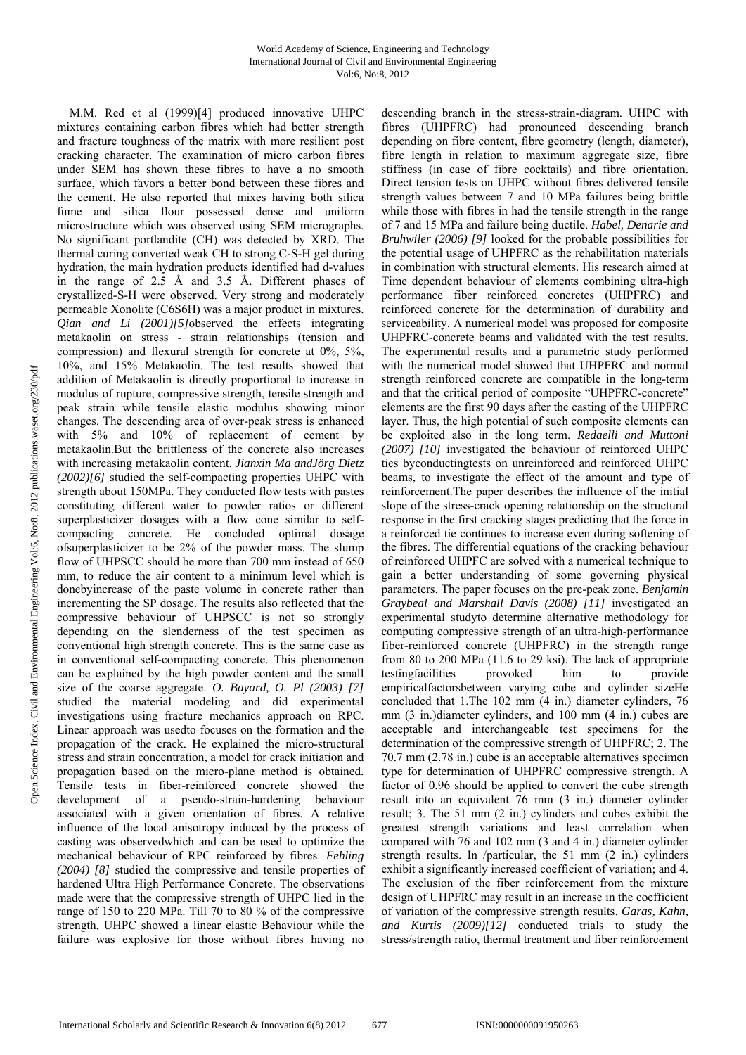M.M. Red et al (1999)[4] produced innovative UHPC mixtures containing carbon fibres which had better strength and fracture toughness of the matrix with more resilient post cracking character. The examination of micro carbon fibres under SEM has shown these fibres to have a no smooth surface, which favors a better bond between these fibres and the cement. He also reported that mixes having both silica fume and silica flour possessed dense and uniform microstructure which was observed using SEM micrographs. No significant portlandite (CH) was detected by XRD. The thermal curing converted weak CH to strong C-S-H gel during hydration, the main hydration products identified had d-values in the range of 2.5 Å and 3.5 Å. Different phases of crystallized-S-H were observed. Very strong and moderately permeable Xonolite (C6S6H) was a major product in mixtures. *Qian and Li (2001)[5]*observed the effects integrating metakaolin on stress - strain relationships (tension and compression) and flexural strength for concrete at 0%, 5%, 10%, and 15% Metakaolin. The test results showed that addition of Metakaolin is directly proportional to increase in modulus of rupture, compressive strength, tensile strength and peak strain while tensile elastic modulus showing minor changes. The descending area of over-peak stress is enhanced with 5% and 10% of replacement of cement by metakaolin.But the brittleness of the concrete also increases with increasing metakaolin content. *Jianxin Ma andJörg Dietz (2002)[6]* studied the self-compacting properties UHPC with strength about 150MPa. They conducted flow tests with pastes constituting different water to powder ratios or different superplasticizer dosages with a flow cone similar to self-compacting concrete. He concluded optimal dosage ofsuperplasticizer to be 2% of the powder mass. The slump flow of UHPSCC should be more than 700 mm instead of 650 mm, to reduce the air content to a minimum level which is donebyincrease of the paste volume in concrete rather than incrementing the SP dosage. The results also reflected that the compressive behaviour of UHPSCC is not so strongly depending on the slenderness of the test specimen as conventional high strength concrete. This is the same case as in conventional self-compacting concrete. This phenomenon can be explained by the high powder content and the small size of the coarse aggregate. *O. Bayard, O. Pl (2003) [7]* studied the material modeling and did experimental investigations using fracture mechanics approach on RPC. Linear approach was usedto focuses on the formation and the propagation of the crack. He explained the micro-structural stress and strain concentration, a model for crack initiation and propagation based on the micro-plane method is obtained. Tensile tests in fiber-reinforced concrete showed the development of a pseudo-strain-hardening behaviour associated with a given orientation of fibres. A relative influence of the local anisotropy induced by the process of casting was observedwhich and can be used to optimize the mechanical behaviour of RPC reinforced by fibres. *Fehling (2004) [8]* studied the compressive and tensile properties of hardened Ultra High Performance Concrete. The observations made were that the compressive strength of UHPC lied in the range of 150 to 220 MPa. Till 70 to 80 % of the compressive strength, UHPC showed a linear elastic Behaviour while the failure was explosive for those without fibres having no descending branch in the stress-strain-diagram. UHPC with fibres (UHPFRC) had pronounced descending branch depending on fibre content, fibre geometry (length, diameter), fibre length in relation to maximum aggregate size, fibre stiffness (in case of fibre cocktails) and fibre orientation. Direct tension tests on UHPC without fibres delivered tensile strength values between 7 and 10 MPa failures being brittle while those with fibres in had the tensile strength in the range of 7 and 15 MPa and failure being ductile. *Habel, Denarie and Bruhwiler (2006) [9]* looked for the probable possibilities for the potential usage of UHPFRC as the rehabilitation materials in combination with structural elements. His research aimed at Time dependent behaviour of elements combining ultra-high performance fiber reinforced concretes (UHPFRC) and reinforced concrete for the determination of durability and serviceability. A numerical model was proposed for composite UHPFRC-concrete beams and validated with the test results. The experimental results and a parametric study performed with the numerical model showed that UHPFRC and normal strength reinforced concrete are compatible in the long-term and that the critical period of composite "UHPFRC-concrete" elements are the first 90 days after the casting of the UHPFRC layer. Thus, the high potential of such composite elements can be exploited also in the long term. *Redaelli and Muttoni (2007) [10]* investigated the behaviour of reinforced UHPC ties byconductingtests on unreinforced and reinforced UHPC beams, to investigate the effect of the amount and type of reinforcement.The paper describes the influence of the initial slope of the stress-crack opening relationship on the structural response in the first cracking stages predicting that the force in a reinforced tie continues to increase even during softening of the fibres. The differential equations of the cracking behaviour of reinforced UHPFC are solved with a numerical technique to gain a better understanding of some governing physical parameters. The paper focuses on the pre-peak zone. *Benjamin Graybeal and Marshall Davis (2008) [11]* investigated an experimental studyto determine alternative methodology for computing compressive strength of an ultra-high-performance fiber-reinforced concrete (UHPFRC) in the strength range from 80 to 200 MPa (11.6 to 29 ksi). The lack of appropriate testingfacilities provoked him to provide empiricalfactorsbetween varying cube and cylinder sizeHe concluded that 1.The 102 mm (4 in.) diameter cylinders, 76 mm (3 in.)diameter cylinders, and 100 mm (4 in.) cubes are acceptable and interchangeable test specimens for the determination of the compressive strength of UHPFRC; 2. The 70.7 mm (2.78 in.) cube is an acceptable alternatives specimen type for determination of UHPFRC compressive strength. A factor of 0.96 should be applied to convert the cube strength result into an equivalent 76 mm (3 in.) diameter cylinder result; 3. The 51 mm (2 in.) cylinders and cubes exhibit the greatest strength variations and least correlation when compared with 76 and 102 mm (3 and 4 in.) diameter cylinder strength results. In /particular, the 51 mm (2 in.) cylinders exhibit a significantly increased coefficient of variation; and 4. The exclusion of the fiber reinforcement from the mixture design of UHPFRC may result in an increase in the coefficient of variation of the compressive strength results. *Garas, Kahn, and Kurtis (2009)[12]* conducted trials to study the stress/strength ratio, thermal treatment and fiber reinforcement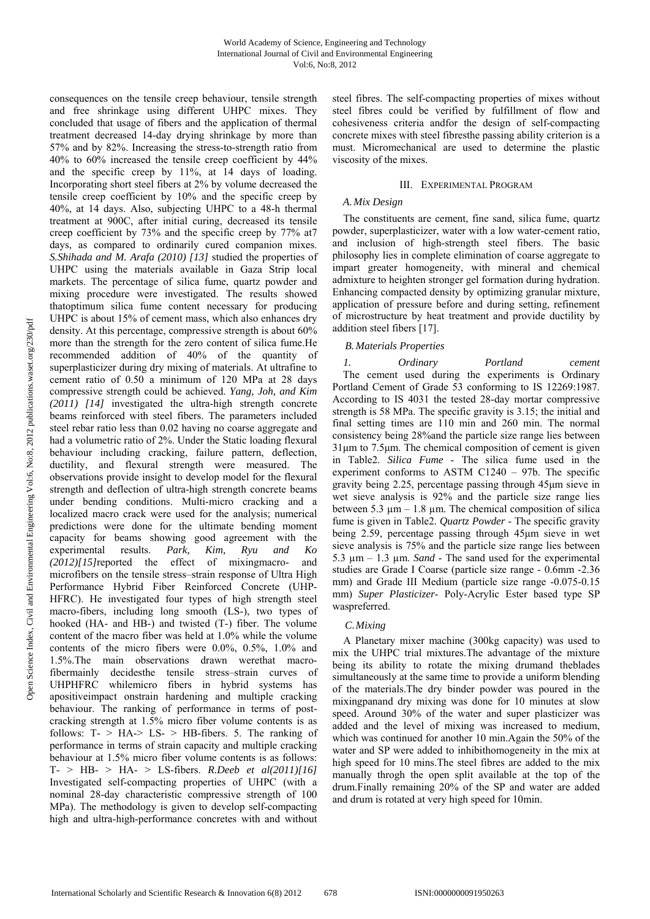consequences on the tensile creep behaviour, tensile strength and free shrinkage using different UHPC mixes. They concluded that usage of fibers and the application of thermal treatment decreased 14-day drying shrinkage by more than 57% and by 82%. Increasing the stress-to-strength ratio from 40% to 60% increased the tensile creep coefficient by 44% and the specific creep by 11%, at 14 days of loading. Incorporating short steel fibers at 2% by volume decreased the tensile creep coefficient by 10% and the specific creep by 40%, at 14 days. Also, subjecting UHPC to a 48-h thermal treatment at 900C, after initial curing, decreased its tensile creep coefficient by 73% and the specific creep by 77% at7 days, as compared to ordinarily cured companion mixes. *S.Shihada and M. Arafa (2010) [13]* studied the properties of UHPC using the materials available in Gaza Strip local markets. The percentage of silica fume, quartz powder and mixing procedure were investigated. The results showed thatoptimum silica fume content necessary for producing UHPC is about 15% of cement mass, which also enhances dry density. At this percentage, compressive strength is about 60% more than the strength for the zero content of silica fume.He recommended addition of 40% of the quantity of superplasticizer during dry mixing of materials. At ultrafine to cement ratio of 0.50 a minimum of 120 MPa at 28 days compressive strength could be achieved. *Yang, Joh, and Kim (2011) [14]* investigated the ultra-high strength concrete beams reinforced with steel fibers. The parameters included steel rebar ratio less than 0.02 having no coarse aggregate and had a volumetric ratio of 2%. Under the Static loading flexural behaviour including cracking, failure pattern, deflection, ductility, and flexural strength were measured. The observations provide insight to develop model for the flexural strength and deflection of ultra-high strength concrete beams under bending conditions. Multi-micro cracking and a localized macro crack were used for the analysis; numerical predictions were done for the ultimate bending moment capacity for beams showing good agreement with the experimental results. *Park, Kim, Ryu and Ko (2012)[15]*reported the effect of mixingmacro- and microfibers on the tensile stress–strain response of Ultra High Performance Hybrid Fiber Reinforced Concrete (UHP-HFRC). He investigated four types of high strength steel macro-fibers, including long smooth (LS-), two types of hooked (HA- and HB-) and twisted (T-) fiber. The volume content of the macro fiber was held at 1.0% while the volume contents of the micro fibers were 0.0%, 0.5%, 1.0% and 1.5%.The main observations drawn werethat macro-fibermainly decidesthe tensile stress–strain curves of UHPHFRC whilemicro fibers in hybrid systems has apositiveimpact onstrain hardening and multiple cracking behaviour. The ranking of performance in terms of post-cracking strength at 1.5% micro fiber volume contents is as follows: T- > HA-> LS- > HB-fibers. 5. The ranking of performance in terms of strain capacity and multiple cracking behaviour at 1.5% micro fiber volume contents is as follows: T- > HB- > HA- > LS-fibers. *R.Deeb et al(2011)[16]* Investigated self-compacting properties of UHPC (with a nominal 28-day characteristic compressive strength of 100 MPa). The methodology is given to develop self-compacting high and ultra-high-performance concretes with and without steel fibres. The self-compacting properties of mixes without steel fibres could be verified by fulfillment of flow and cohesiveness criteria andfor the design of self-compacting concrete mixes with steel fibresthe passing ability criterion is a must. Micromechanical are used to determine the plastic viscosity of the mixes.

## III. Experimental Program

### *A. Mix Design*

The constituents are cement, fine sand, silica fume, quartz powder, superplasticizer, water with a low water-cement ratio, and inclusion of high-strength steel fibers. The basic philosophy lies in complete elimination of coarse aggregate to impart greater homogeneity, with mineral and chemical admixture to heighten stronger gel formation during hydration. Enhancing compacted density by optimizing granular mixture, application of pressure before and during setting, refinement of microstructure by heat treatment and provide ductility by addition steel fibers [17].

### *B. Materials Properties*

*1. Ordinary Portland cement*
The cement used during the experiments is Ordinary Portland Cement of Grade 53 conforming to IS 12269:1987. According to IS 4031 the tested 28-day mortar compressive strength is 58 MPa. The specific gravity is 3.15; the initial and final setting times are 110 min and 260 min. The normal consistency being 28%and the particle size range lies between 31μm to 7.5μm. The chemical composition of cement is given in Table2. *Silica Fume* - The silica fume used in the experiment conforms to ASTM C1240 – 97b. The specific gravity being 2.25, percentage passing through 45μm sieve in wet sieve analysis is 92% and the particle size range lies between 5.3 μm – 1.8 μm. The chemical composition of silica fume is given in Table2. *Quartz Powder* - The specific gravity being 2.59, percentage passing through 45μm sieve in wet sieve analysis is 75% and the particle size range lies between 5.3 μm – 1.3 μm. *Sand* - The sand used for the experimental studies are Grade I Coarse (particle size range - 0.6mm -2.36 mm) and Grade III Medium (particle size range -0.075-0.15 mm) *Super Plasticizer*- Poly-Acrylic Ester based type SP waspreferred.

### *C. Mixing*

A Planetary mixer machine (300kg capacity) was used to mix the UHPC trial mixtures.The advantage of the mixture being its ability to rotate the mixing drumand theblades simultaneously at the same time to provide a uniform blending of the materials.The dry binder powder was poured in the mixingpanand dry mixing was done for 10 minutes at slow speed. Around 30% of the water and super plasticizer was added and the level of mixing was increased to medium, which was continued for another 10 min.Again the 50% of the water and SP were added to inhibithomogeneity in the mix at high speed for 10 mins.The steel fibres are added to the mix manually throgh the open split available at the top of the drum.Finally remaining 20% of the SP and water are added and drum is rotated at very high speed for 10min.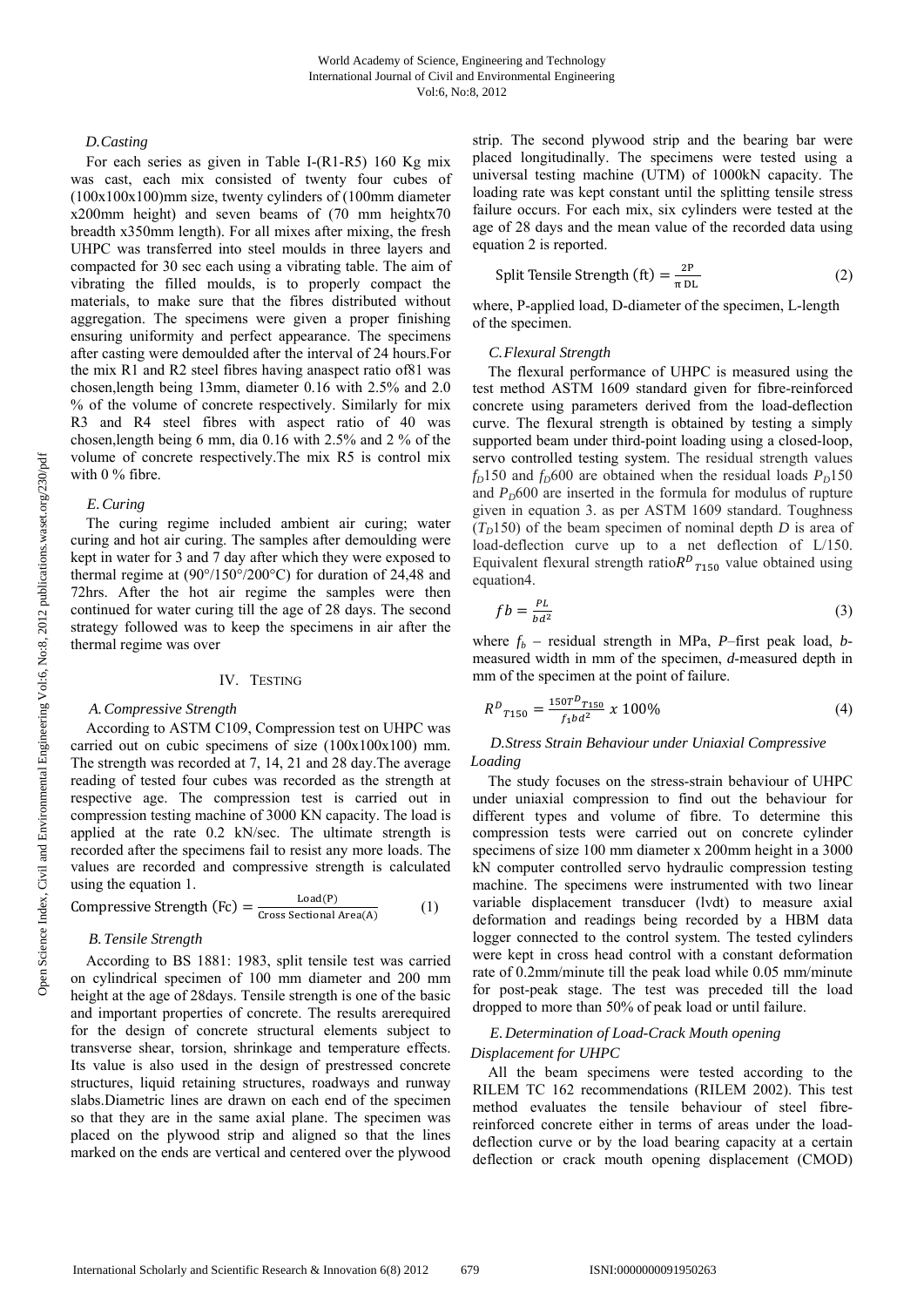### D. Casting

For each series as given in Table I-(R1-R5) 160 Kg mix was cast, each mix consisted of twenty four cubes of (100x100x100)mm size, twenty cylinders of (100mm diameter x200mm height) and seven beams of (70 mm heightx70 breadth x350mm length). For all mixes after mixing, the fresh UHPC was transferred into steel moulds in three layers and compacted for 30 sec each using a vibrating table. The aim of vibrating the filled moulds, is to properly compact the materials, to make sure that the fibres distributed without aggregation. The specimens were given a proper finishing ensuring uniformity and perfect appearance. The specimens after casting were demoulded after the interval of 24 hours.For the mix R1 and R2 steel fibres having anaspect ratio of81 was chosen,length being 13mm, diameter 0.16 with 2.5% and 2.0 % of the volume of concrete respectively. Similarly for mix R3 and R4 steel fibres with aspect ratio of 40 was chosen,length being 6 mm, dia 0.16 with 2.5% and 2 % of the volume of concrete respectively.The mix R5 is control mix with 0 % fibre.

### E. Curing

The curing regime included ambient air curing; water curing and hot air curing. The samples after demoulding were kept in water for 3 and 7 day after which they were exposed to thermal regime at (90°/150°/200°C) for duration of 24,48 and 72hrs. After the hot air regime the samples were then continued for water curing till the age of 28 days. The second strategy followed was to keep the specimens in air after the thermal regime was over

## IV. Testing

### A. Compressive Strength

According to ASTM C109, Compression test on UHPC was carried out on cubic specimens of size (100x100x100) mm. The strength was recorded at 7, 14, 21 and 28 day.The average reading of tested four cubes was recorded as the strength at respective age. The compression test is carried out in compression testing machine of 3000 KN capacity. The load is applied at the rate 0.2 kN/sec. The ultimate strength is recorded after the specimens fail to resist any more loads. The values are recorded and compressive strength is calculated using the equation 1.

$$\text{Compressive Strength (Fc)} = \frac{\text{Load(P)}}{\text{Cross Sectional Area(A)}} \tag{1}$$

### B. Tensile Strength

According to BS 1881: 1983, split tensile test was carried on cylindrical specimen of 100 mm diameter and 200 mm height at the age of 28days. Tensile strength is one of the basic and important properties of concrete. The results arerequired for the design of concrete structural elements subject to transverse shear, torsion, shrinkage and temperature effects. Its value is also used in the design of prestressed concrete structures, liquid retaining structures, roadways and runway slabs.Diametric lines are drawn on each end of the specimen so that they are in the same axial plane. The specimen was placed on the plywood strip and aligned so that the lines marked on the ends are vertical and centered over the plywood strip. The second plywood strip and the bearing bar were placed longitudinally. The specimens were tested using a universal testing machine (UTM) of 1000kN capacity. The loading rate was kept constant until the splitting tensile stress failure occurs. For each mix, six cylinders were tested at the age of 28 days and the mean value of the recorded data using equation 2 is reported.

$$\text{Split Tensile Strength (ft)} = \frac{2\text{P}}{\pi\,\text{DL}} \tag{2}$$

where, P-applied load, D-diameter of the specimen, L-length of the specimen.

### C. Flexural Strength

The flexural performance of UHPC is measured using the test method ASTM 1609 standard given for fibre-reinforced concrete using parameters derived from the load-deflection curve. The flexural strength is obtained by testing a simply supported beam under third-point loading using a closed-loop, servo controlled testing system. The residual strength values $f_D150$ and $f_D600$ are obtained when the residual loads $P_D150$ and $P_D600$ are inserted in the formula for modulus of rupture given in equation 3. as per ASTM 1609 standard. Toughness ($T_D150$) of the beam specimen of nominal depth $D$ is area of load-deflection curve up to a net deflection of L/150. Equivalent flexural strength ratio$R^D{}_{T150}$ value obtained using equation4.

$$fb = \frac{PL}{bd^2} \tag{3}$$

where $f_b$ – residual strength in MPa, $P$–first peak load, $b$-measured width in mm of the specimen, $d$-measured depth in mm of the specimen at the point of failure.

$$R^D{}_{T150} = \frac{150T^D{}_{T150}}{f_1 bd^2}\ x\ 100\% \tag{4}$$

### D. Stress Strain Behaviour under Uniaxial Compressive Loading

The study focuses on the stress-strain behaviour of UHPC under uniaxial compression to find out the behaviour for different types and volume of fibre. To determine this compression tests were carried out on concrete cylinder specimens of size 100 mm diameter x 200mm height in a 3000 kN computer controlled servo hydraulic compression testing machine. The specimens were instrumented with two linear variable displacement transducer (lvdt) to measure axial deformation and readings being recorded by a HBM data logger connected to the control system. The tested cylinders were kept in cross head control with a constant deformation rate of 0.2mm/minute till the peak load while 0.05 mm/minute for post-peak stage. The test was preceded till the load dropped to more than 50% of peak load or until failure.

### E. Determination of Load-Crack Mouth opening Displacement for UHPC

All the beam specimens were tested according to the RILEM TC 162 recommendations (RILEM 2002). This test method evaluates the tensile behaviour of steel fibre-reinforced concrete either in terms of areas under the load-deflection curve or by the load bearing capacity at a certain deflection or crack mouth opening displacement (CMOD)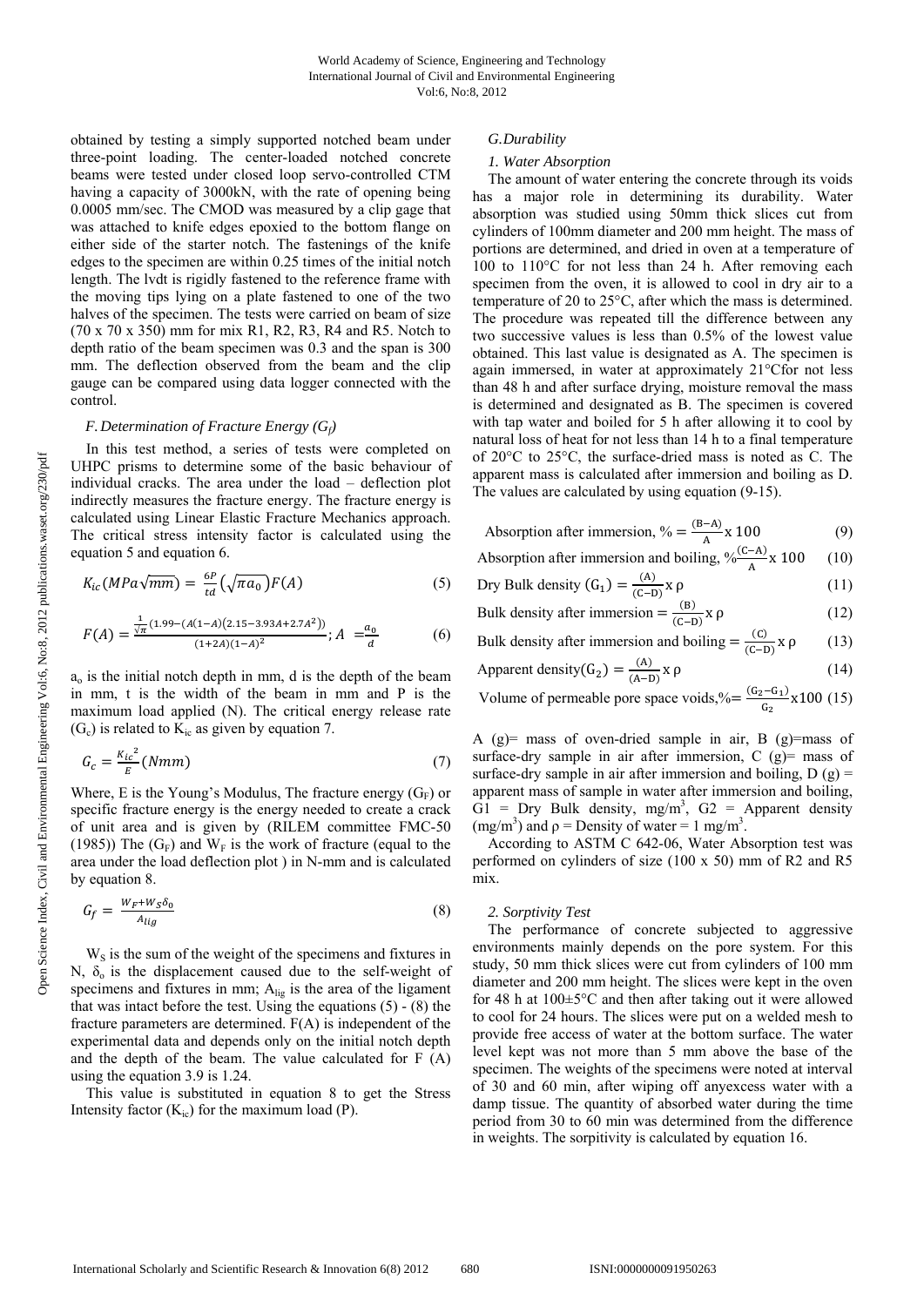obtained by testing a simply supported notched beam under three-point loading. The center-loaded notched concrete beams were tested under closed loop servo-controlled CTM having a capacity of 3000kN, with the rate of opening being 0.0005 mm/sec. The CMOD was measured by a clip gage that was attached to knife edges epoxied to the bottom flange on either side of the starter notch. The fastenings of the knife edges to the specimen are within 0.25 times of the initial notch length. The lvdt is rigidly fastened to the reference frame with the moving tips lying on a plate fastened to one of the two halves of the specimen. The tests were carried on beam of size (70 x 70 x 350) mm for mix R1, R2, R3, R4 and R5. Notch to depth ratio of the beam specimen was 0.3 and the span is 300 mm. The deflection observed from the beam and the clip gauge can be compared using data logger connected with the control.

### *F. Determination of Fracture Energy ($G_f$)*

In this test method, a series of tests were completed on UHPC prisms to determine some of the basic behaviour of individual cracks. The area under the load – deflection plot indirectly measures the fracture energy. The fracture energy is calculated using Linear Elastic Fracture Mechanics approach. The critical stress intensity factor is calculated using the equation 5 and equation 6.

$$K_{ic}(MPa\sqrt{mm}) = \frac{6P}{td}\left(\sqrt{\pi a_0}\right)F(A) \tag{5}$$

$$F(A) = \frac{\frac{1}{\sqrt{\pi}}\left(1.99 - \left(A(1-A)\left(2.15 - 3.93A + 2.7A^2\right)\right)\right)}{(1+2A)(1-A)^2};\ A = \frac{a_0}{d} \tag{6}$$

$a_o$ is the initial notch depth in mm, d is the depth of the beam in mm, t is the width of the beam in mm and P is the maximum load applied (N). The critical energy release rate ($G_c$) is related to $K_{ic}$ as given by equation 7.

$$G_c = \frac{K_{ic}^{\,2}}{E}(Nmm) \tag{7}$$

Where, E is the Young's Modulus, The fracture energy ($G_F$) or specific fracture energy is the energy needed to create a crack of unit area and is given by (RILEM committee FMC-50 (1985)) The ($G_F$) and $W_F$ is the work of fracture (equal to the area under the load deflection plot ) in N-mm and is calculated by equation 8.

$$G_f = \frac{W_F + W_S\delta_0}{A_{lig}} \tag{8}$$

$W_S$ is the sum of the weight of the specimens and fixtures in N, $\delta_o$ is the displacement caused due to the self-weight of specimens and fixtures in mm; $A_{lig}$ is the area of the ligament that was intact before the test. Using the equations (5) - (8) the fracture parameters are determined. F(A) is independent of the experimental data and depends only on the initial notch depth and the depth of the beam. The value calculated for F (A) using the equation 3.9 is 1.24.

This value is substituted in equation 8 to get the Stress Intensity factor ($K_{ic}$) for the maximum load (P).

### *G. Durability*

#### *1. Water Absorption*

The amount of water entering the concrete through its voids has a major role in determining its durability. Water absorption was studied using 50mm thick slices cut from cylinders of 100mm diameter and 200 mm height. The mass of portions are determined, and dried in oven at a temperature of 100 to 110°C for not less than 24 h. After removing each specimen from the oven, it is allowed to cool in dry air to a temperature of 20 to 25°C, after which the mass is determined. The procedure was repeated till the difference between any two successive values is less than 0.5% of the lowest value obtained. This last value is designated as A. The specimen is again immersed, in water at approximately 21°Cfor not less than 48 h and after surface drying, moisture removal the mass is determined and designated as B. The specimen is covered with tap water and boiled for 5 h after allowing it to cool by natural loss of heat for not less than 14 h to a final temperature of 20°C to 25°C, the surface-dried mass is noted as C. The apparent mass is calculated after immersion and boiling as D. The values are calculated by using equation (9-15).

$$\text{Absorption after immersion, } \% = \frac{(B-A)}{A} \times 100 \tag{9}$$

$$\text{Absorption after immersion and boiling, } \% \frac{(C-A)}{A} \times 100 \tag{10}$$

$$\text{Dry Bulk density } (G_1) = \frac{(A)}{(C-D)} \times \rho \tag{11}$$

$$\text{Bulk density after immersion} = \frac{(B)}{(C-D)} \times \rho \tag{12}$$

$$\text{Bulk density after immersion and boiling} = \frac{(C)}{(C-D)} \times \rho \tag{13}$$

$$\text{Apparent density}(G_2) = \frac{(A)}{(A-D)} \times \rho \tag{14}$$

$$\text{Volume of permeable pore space voids,}\% = \frac{(G_2 - G_1)}{G_2} \times 100 \tag{15}$$

A (g)= mass of oven-dried sample in air, B (g)=mass of surface-dry sample in air after immersion, C (g)= mass of surface-dry sample in air after immersion and boiling, D (g) = apparent mass of sample in water after immersion and boiling, G1 = Dry Bulk density, $mg/m^3$, G2 = Apparent density ($mg/m^3$) and ρ = Density of water = 1 $mg/m^3$.

According to ASTM C 642-06, Water Absorption test was performed on cylinders of size (100 x 50) mm of R2 and R5 mix.

#### *2. Sorptivity Test*

The performance of concrete subjected to aggressive environments mainly depends on the pore system. For this study, 50 mm thick slices were cut from cylinders of 100 mm diameter and 200 mm height. The slices were kept in the oven for 48 h at 100±5°C and then after taking out it were allowed to cool for 24 hours. The slices were put on a welded mesh to provide free access of water at the bottom surface. The water level kept was not more than 5 mm above the base of the specimen. The weights of the specimens were noted at interval of 30 and 60 min, after wiping off anyexcess water with a damp tissue. The quantity of absorbed water during the time period from 30 to 60 min was determined from the difference in weights. The sorpitivity is calculated by equation 16.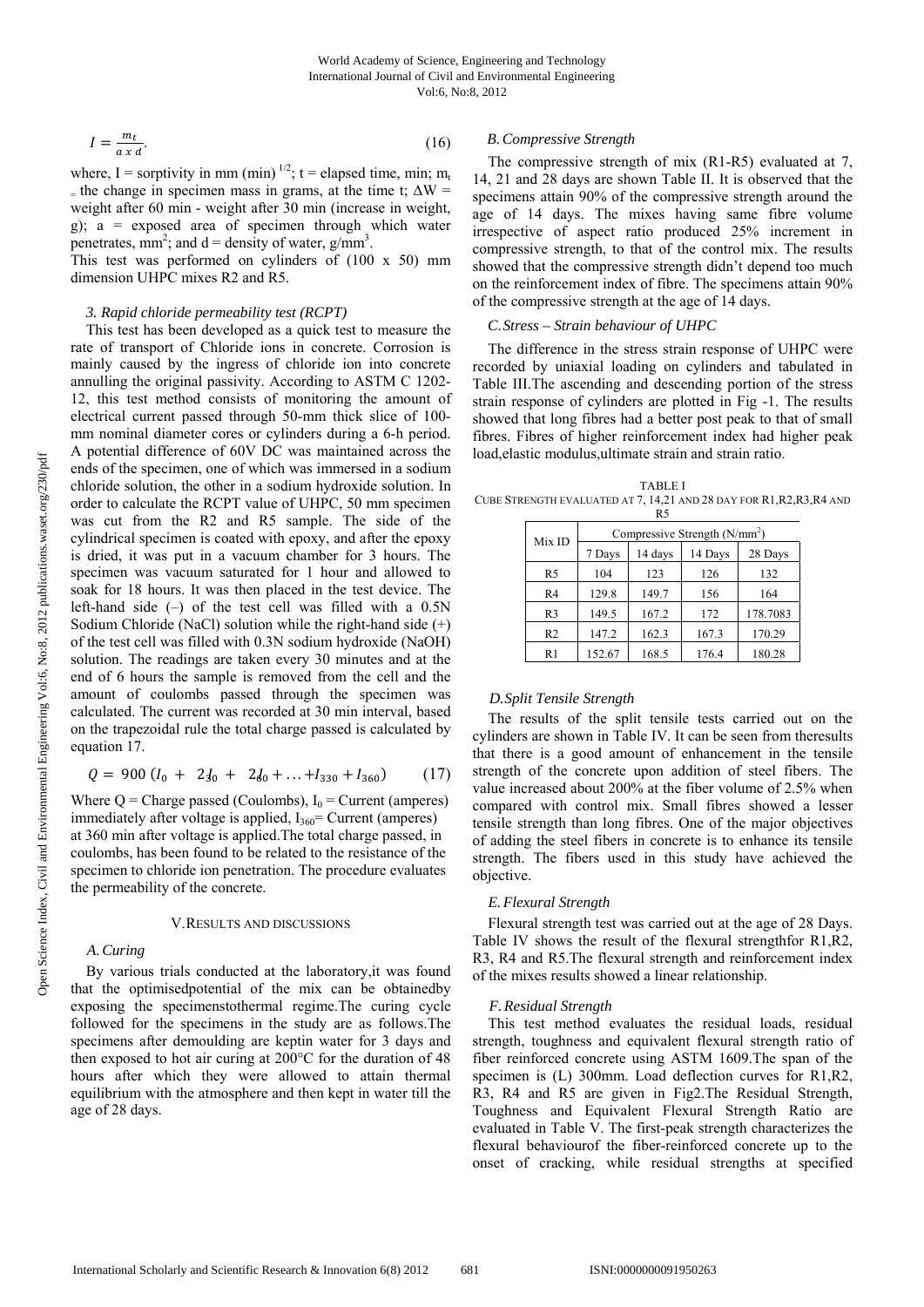$$I = \frac{m_t}{a \, x \, d}. \tag{16}$$

where, I = sorptivity in mm (min) $^{1/2}$; t = elapsed time, min; $m_t$ = the change in specimen mass in grams, at the time t; ΔW = weight after 60 min - weight after 30 min (increase in weight, g); a = exposed area of specimen through which water penetrates, mm$^2$; and d = density of water, g/mm$^3$.

This test was performed on cylinders of (100 x 50) mm dimension UHPC mixes R2 and R5.

#### *3. Rapid chloride permeability test (RCPT)*

This test has been developed as a quick test to measure the rate of transport of Chloride ions in concrete. Corrosion is mainly caused by the ingress of chloride ion into concrete annulling the original passivity. According to ASTM C 1202-12, this test method consists of monitoring the amount of electrical current passed through 50-mm thick slice of 100-mm nominal diameter cores or cylinders during a 6-h period. A potential difference of 60V DC was maintained across the ends of the specimen, one of which was immersed in a sodium chloride solution, the other in a sodium hydroxide solution. In order to calculate the RCPT value of UHPC, 50 mm specimen was cut from the R2 and R5 sample. The side of the cylindrical specimen is coated with epoxy, and after the epoxy is dried, it was put in a vacuum chamber for 3 hours. The specimen was vacuum saturated for 1 hour and allowed to soak for 18 hours. It was then placed in the test device. The left-hand side (–) of the test cell was filled with a 0.5N Sodium Chloride (NaCl) solution while the right-hand side (+) of the test cell was filled with 0.3N sodium hydroxide (NaOH) solution. The readings are taken every 30 minutes and at the end of 6 hours the sample is removed from the cell and the amount of coulombs passed through the specimen was calculated. The current was recorded at 30 min interval, based on the trapezoidal rule the total charge passed is calculated by equation 17.

$$Q = 900\,(I_0 + 2I_{30} + 2I_{60} + \ldots + I_{330} + I_{360}) \tag{17}$$

Where Q = Charge passed (Coulombs), $I_0$ = Current (amperes) immediately after voltage is applied, $I_{360}$= Current (amperes) at 360 min after voltage is applied.The total charge passed, in coulombs, has been found to be related to the resistance of the specimen to chloride ion penetration. The procedure evaluates the permeability of the concrete.

## V. Results and discussions

### *A. Curing*

By various trials conducted at the laboratory,it was found that the optimisedpotential of the mix can be obtainedby exposing the specimenstothermal regime.The curing cycle followed for the specimens in the study are as follows.The specimens after demoulding are keptin water for 3 days and then exposed to hot air curing at 200°C for the duration of 48 hours after which they were allowed to attain thermal equilibrium with the atmosphere and then kept in water till the age of 28 days.

### *B. Compressive Strength*

The compressive strength of mix (R1-R5) evaluated at 7, 14, 21 and 28 days are shown Table II. It is observed that the specimens attain 90% of the compressive strength around the age of 14 days. The mixes having same fibre volume irrespective of aspect ratio produced 25% increment in compressive strength, to that of the control mix. The results showed that the compressive strength didn't depend too much on the reinforcement index of fibre. The specimens attain 90% of the compressive strength at the age of 14 days.

### *C. Stress – Strain behaviour of UHPC*

The difference in the stress strain response of UHPC were recorded by uniaxial loading on cylinders and tabulated in Table III.The ascending and descending portion of the stress strain response of cylinders are plotted in Fig -1. The results showed that long fibres had a better post peak to that of small fibres. Fibres of higher reinforcement index had higher peak load,elastic modulus,ultimate strain and strain ratio.

TABLE I
CUBE STRENGTH EVALUATED AT 7, 14,21 AND 28 DAY FOR R1,R2,R3,R4 AND R5

| Mix ID | Compressive Strength (N/mm$^2$) | | | |
|---|---|---|---|---|
| | 7 Days | 14 days | 14 Days | 28 Days |
| R5 | 104 | 123 | 126 | 132 |
| R4 | 129.8 | 149.7 | 156 | 164 |
| R3 | 149.5 | 167.2 | 172 | 178.7083 |
| R2 | 147.2 | 162.3 | 167.3 | 170.29 |
| R1 | 152.67 | 168.5 | 176.4 | 180.28 |

### *D. Split Tensile Strength*

The results of the split tensile tests carried out on the cylinders are shown in Table IV. It can be seen from theresults that there is a good amount of enhancement in the tensile strength of the concrete upon addition of steel fibers. The value increased about 200% at the fiber volume of 2.5% when compared with control mix. Small fibres showed a lesser tensile strength than long fibres. One of the major objectives of adding the steel fibers in concrete is to enhance its tensile strength. The fibers used in this study have achieved the objective.

### *E. Flexural Strength*

Flexural strength test was carried out at the age of 28 Days. Table IV shows the result of the flexural strengthfor R1,R2, R3, R4 and R5.The flexural strength and reinforcement index of the mixes results showed a linear relationship.

### *F. Residual Strength*

This test method evaluates the residual loads, residual strength, toughness and equivalent flexural strength ratio of fiber reinforced concrete using ASTM 1609.The span of the specimen is (L) 300mm. Load deflection curves for R1,R2, R3, R4 and R5 are given in Fig2.The Residual Strength, Toughness and Equivalent Flexural Strength Ratio are evaluated in Table V. The first-peak strength characterizes the flexural behaviourof the fiber-reinforced concrete up to the onset of cracking, while residual strengths at specified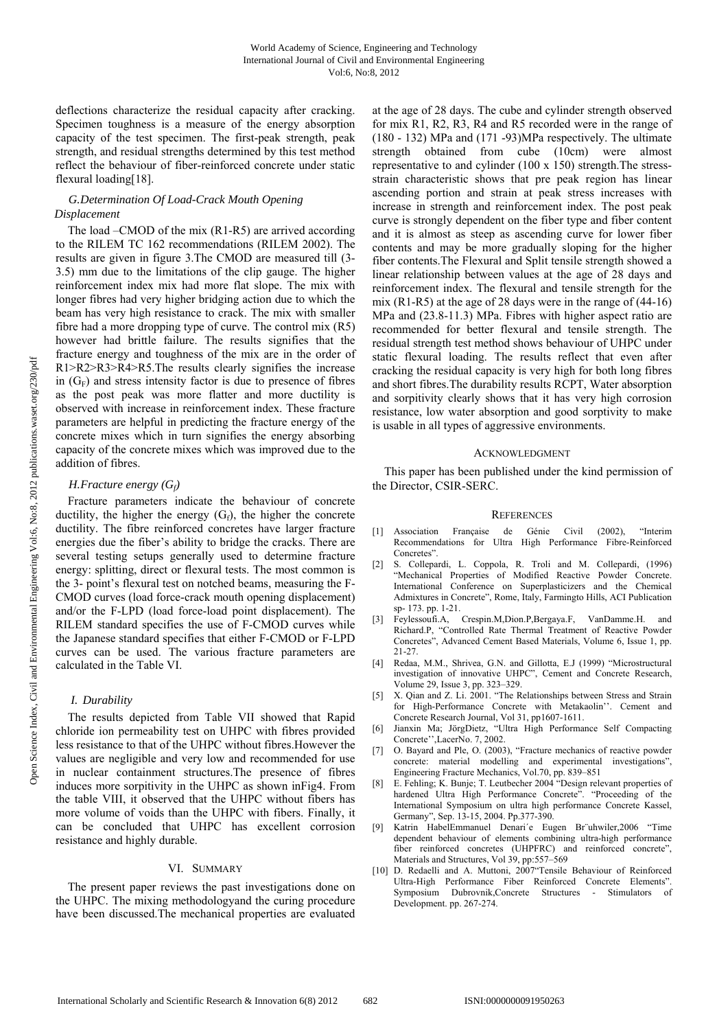deflections characterize the residual capacity after cracking. Specimen toughness is a measure of the energy absorption capacity of the test specimen. The first-peak strength, peak strength, and residual strengths determined by this test method reflect the behaviour of fiber-reinforced concrete under static flexural loading[18].

### *G.Determination Of Load-Crack Mouth Opening Displacement*

The load –CMOD of the mix (R1-R5) are arrived according to the RILEM TC 162 recommendations (RILEM 2002). The results are given in figure 3.The CMOD are measured till (3-3.5) mm due to the limitations of the clip gauge. The higher reinforcement index mix had more flat slope. The mix with longer fibres had very higher bridging action due to which the beam has very high resistance to crack. The mix with smaller fibre had a more dropping type of curve. The control mix (R5) however had brittle failure. The results signifies that the fracture energy and toughness of the mix are in the order of R1>R2>R3>R4>R5.The results clearly signifies the increase in ($G_F$) and stress intensity factor is due to presence of fibres as the post peak was more flatter and more ductility is observed with increase in reinforcement index. These fracture parameters are helpful in predicting the fracture energy of the concrete mixes which in turn signifies the energy absorbing capacity of the concrete mixes which was improved due to the addition of fibres.

### *H.Fracture energy ($G_f$)*

Fracture parameters indicate the behaviour of concrete ductility, the higher the energy ($G_f$), the higher the concrete ductility. The fibre reinforced concretes have larger fracture energies due the fiber's ability to bridge the cracks. There are several testing setups generally used to determine fracture energy: splitting, direct or flexural tests. The most common is the 3- point's flexural test on notched beams, measuring the F-CMOD curves (load force-crack mouth opening displacement) and/or the F-LPD (load force-load point displacement). The RILEM standard specifies the use of F-CMOD curves while the Japanese standard specifies that either F-CMOD or F-LPD curves can be used. The various fracture parameters are calculated in the Table VI.

### *I. Durability*

The results depicted from Table VII showed that Rapid chloride ion permeability test on UHPC with fibres provided less resistance to that of the UHPC without fibres.However the values are negligible and very low and recommended for use in nuclear containment structures.The presence of fibres induces more sorpitivity in the UHPC as shown inFig4. From the table VIII, it observed that the UHPC without fibers has more volume of voids than the UHPC with fibers. Finally, it can be concluded that UHPC has excellent corrosion resistance and highly durable.

## VI. Summary

The present paper reviews the past investigations done on the UHPC. The mixing methodologyand the curing procedure have been discussed.The mechanical properties are evaluated at the age of 28 days. The cube and cylinder strength observed for mix R1, R2, R3, R4 and R5 recorded were in the range of (180 - 132) MPa and (171 -93)MPa respectively. The ultimate strength obtained from cube (10cm) were almost representative to and cylinder (100 x 150) strength.The stress-strain characteristic shows that pre peak region has linear ascending portion and strain at peak stress increases with increase in strength and reinforcement index. The post peak curve is strongly dependent on the fiber type and fiber content and it is almost as steep as ascending curve for lower fiber contents and may be more gradually sloping for the higher fiber contents.The Flexural and Split tensile strength showed a linear relationship between values at the age of 28 days and reinforcement index. The flexural and tensile strength for the mix (R1-R5) at the age of 28 days were in the range of (44-16) MPa and (23.8-11.3) MPa. Fibres with higher aspect ratio are recommended for better flexural and tensile strength. The residual strength test method shows behaviour of UHPC under static flexural loading. The results reflect that even after cracking the residual capacity is very high for both long fibres and short fibres.The durability results RCPT, Water absorption and sorpitivity clearly shows that it has very high corrosion resistance, low water absorption and good sorptivity to make is usable in all types of aggressive environments.

## Acknowledgment

This paper has been published under the kind permission of the Director, CSIR-SERC.

## References

[1] Association Française de Génie Civil (2002), "Interim Recommendations for Ultra High Performance Fibre-Reinforced Concretes".

[2] S. Collepardi, L. Coppola, R. Troli and M. Collepardi, (1996) "Mechanical Properties of Modified Reactive Powder Concrete. International Conference on Superplasticizers and the Chemical Admixtures in Concrete", Rome, Italy, Farmingto Hills, ACI Publication sp- 173. pp. 1-21.

[3] Feylessoufi.A, Crespin.M,Dion.P,Bergaya.F, VanDamme.H. and Richard.P, "Controlled Rate Thermal Treatment of Reactive Powder Concretes", Advanced Cement Based Materials, Volume 6, Issue 1, pp. 21-27.

[4] Redaa, M.M., Shrivea, G.N. and Gillotta, E.J (1999) "Microstructural investigation of innovative UHPC", Cement and Concrete Research, Volume 29, Issue 3, pp. 323–329.

[5] X. Qian and Z. Li. 2001. "The Relationships between Stress and Strain for High-Performance Concrete with Metakaolin''. Cement and Concrete Research Journal, Vol 31, pp1607-1611.

[6] Jianxin Ma; JörgDietz, "Ultra High Performance Self Compacting Concrete'',LacerNo. 7, 2002.

[7] O. Bayard and Ple, O. (2003), "Fracture mechanics of reactive powder concrete: material modelling and experimental investigations", Engineering Fracture Mechanics, Vol.70, pp. 839–851

[8] E. Fehling; K. Bunje; T. Leutbecher 2004 "Design relevant properties of hardened Ultra High Performance Concrete". "Proceeding of the International Symposium on ultra high performance Concrete Kassel, Germany", Sep. 13-15, 2004. Pp.377-390.

[9] Katrin HabelEmmanuel Denari´e Eugen Br¨uhwiler,2006 "Time dependent behaviour of elements combining ultra-high performance fiber reinforced concretes (UHPFRC) and reinforced concrete", Materials and Structures, Vol 39, pp:557–569

[10] D. Redaelli and A. Muttoni, 2007"Tensile Behaviour of Reinforced Ultra-High Performance Fiber Reinforced Concrete Elements". Symposium Dubrovnik,Concrete Structures - Stimulators of Development. pp. 267-274.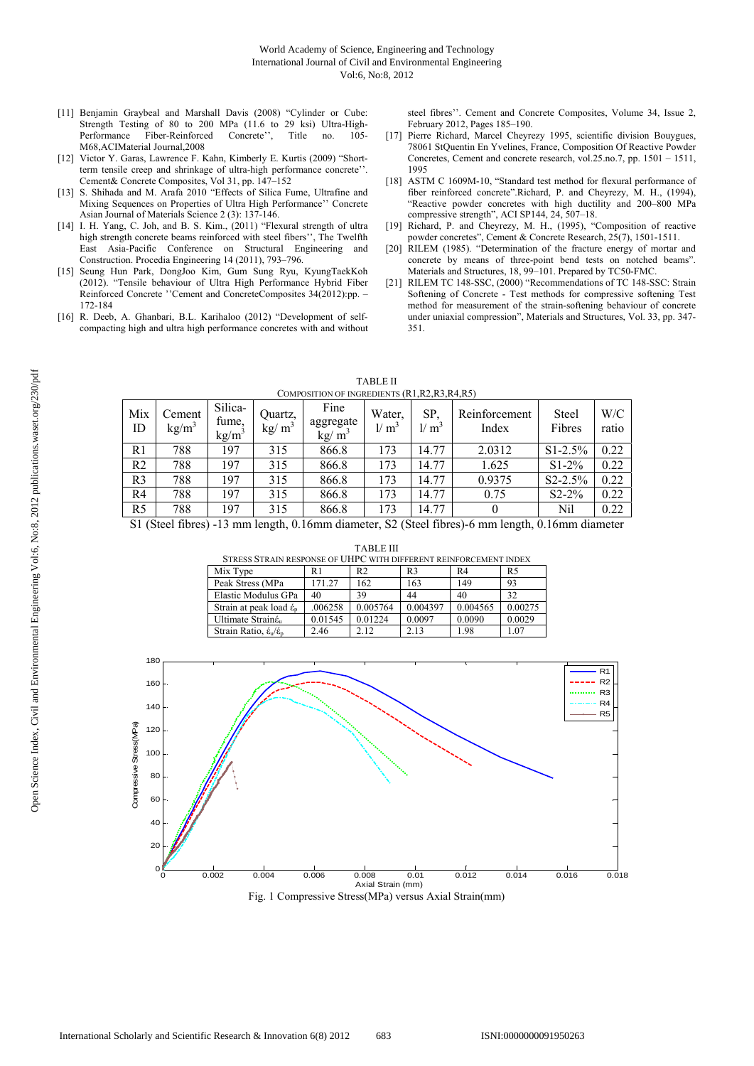[11] Benjamin Graybeal and Marshall Davis (2008) "Cylinder or Cube: Strength Testing of 80 to 200 MPa (11.6 to 29 ksi) Ultra-High-Performance Fiber-Reinforced Concrete'', Title no. 105-M68,ACIMaterial Journal,2008

[12] Victor Y. Garas, Lawrence F. Kahn, Kimberly E. Kurtis (2009) "Short-term tensile creep and shrinkage of ultra-high performance concrete''. Cement& Concrete Composites, Vol 31, pp. 147–152

[13] S. Shihada and M. Arafa 2010 "Effects of Silica Fume, Ultrafine and Mixing Sequences on Properties of Ultra High Performance'' Concrete Asian Journal of Materials Science 2 (3): 137-146.

[14] I. H. Yang, C. Joh, and B. S. Kim., (2011) "Flexural strength of ultra high strength concrete beams reinforced with steel fibers'', The Twelfth East Asia-Pacific Conference on Structural Engineering and Construction. Procedia Engineering 14 (2011), 793–796.

[15] Seung Hun Park, DongJoo Kim, Gum Sung Ryu, KyungTaekKoh (2012). "Tensile behaviour of Ultra High Performance Hybrid Fiber Reinforced Concrete ''Cement and ConcreteComposites 34(2012):pp. –172-184

[16] R. Deeb, A. Ghanbari, B.L. Karihaloo (2012) "Development of self-compacting high and ultra high performance concretes with and without steel fibres''. Cement and Concrete Composites, Volume 34, Issue 2, February 2012, Pages 185–190.

[17] Pierre Richard, Marcel Cheyrezy 1995, scientific division Bouygues, 78061 StQuentin En Yvelines, France, Composition Of Reactive Powder Concretes, Cement and concrete research, vol.25.no.7, pp. 1501 – 1511, 1995

[18] ASTM C 1609M-10, "Standard test method for flexural performance of fiber reinforced concrete".Richard, P. and Cheyrezy, M. H., (1994), "Reactive powder concretes with high ductility and 200–800 MPa compressive strength", ACI SP144, 24, 507–18.

[19] Richard, P. and Cheyrezy, M. H., (1995), "Composition of reactive powder concretes", Cement & Concrete Research, 25(7), 1501-1511.

[20] RILEM (1985). "Determination of the fracture energy of mortar and concrete by means of three-point bend tests on notched beams". Materials and Structures, 18, 99–101. Prepared by TC50-FMC.

[21] RILEM TC 148-SSC, (2000) "Recommendations of TC 148-SSC: Strain Softening of Concrete - Test methods for compressive softening Test method for measurement of the strain-softening behaviour of concrete under uniaxial compression", Materials and Structures, Vol. 33, pp. 347-351.

TABLE II
COMPOSITION OF INGREDIENTS (R1,R2,R3,R4,R5)

| Mix ID | Cement $kg/m^3$ | Silica-fume, $kg/m^3$ | Quartz, $kg/m^3$ | Fine aggregate $kg/m^3$ | Water, $l/m^3$ | SP, $l/m^3$ | Reinforcement Index | Steel Fibres | W/C ratio |
|---|---|---|---|---|---|---|---|---|---|
| R1 | 788 | 197 | 315 | 866.8 | 173 | 14.77 | 2.0312 | S1-2.5% | 0.22 |
| R2 | 788 | 197 | 315 | 866.8 | 173 | 14.77 | 1.625 | S1-2% | 0.22 |
| R3 | 788 | 197 | 315 | 866.8 | 173 | 14.77 | 0.9375 | S2-2.5% | 0.22 |
| R4 | 788 | 197 | 315 | 866.8 | 173 | 14.77 | 0.75 | S2-2% | 0.22 |
| R5 | 788 | 197 | 315 | 866.8 | 173 | 14.77 | 0 | Nil | 0.22 |

S1 (Steel fibres) -13 mm length, 0.16mm diameter, S2 (Steel fibres)-6 mm length, 0.16mm diameter

TABLE III
STRESS STRAIN RESPONSE OF UHPC WITH DIFFERENT REINFORCEMENT INDEX

| Mix Type | R1 | R2 | R3 | R4 | R5 |
|---|---|---|---|---|---|
| Peak Stress (MPa | 171.27 | 162 | 163 | 149 | 93 |
| Elastic Modulus GPa | 40 | 39 | 44 | 40 | 32 |
| Strain at peak load $\varepsilon_p$ | .006258 | 0.005764 | 0.004397 | 0.004565 | 0.00275 |
| Ultimate Strain$\varepsilon_u$ | 0.01545 | 0.01224 | 0.0097 | 0.0090 | 0.0029 |
| Strain Ratio, $\varepsilon_u/\varepsilon_p$ | 2.46 | 2.12 | 2.13 | 1.98 | 1.07 |

Fig. 1 Compressive Stress(MPa) versus Axial Strain(mm)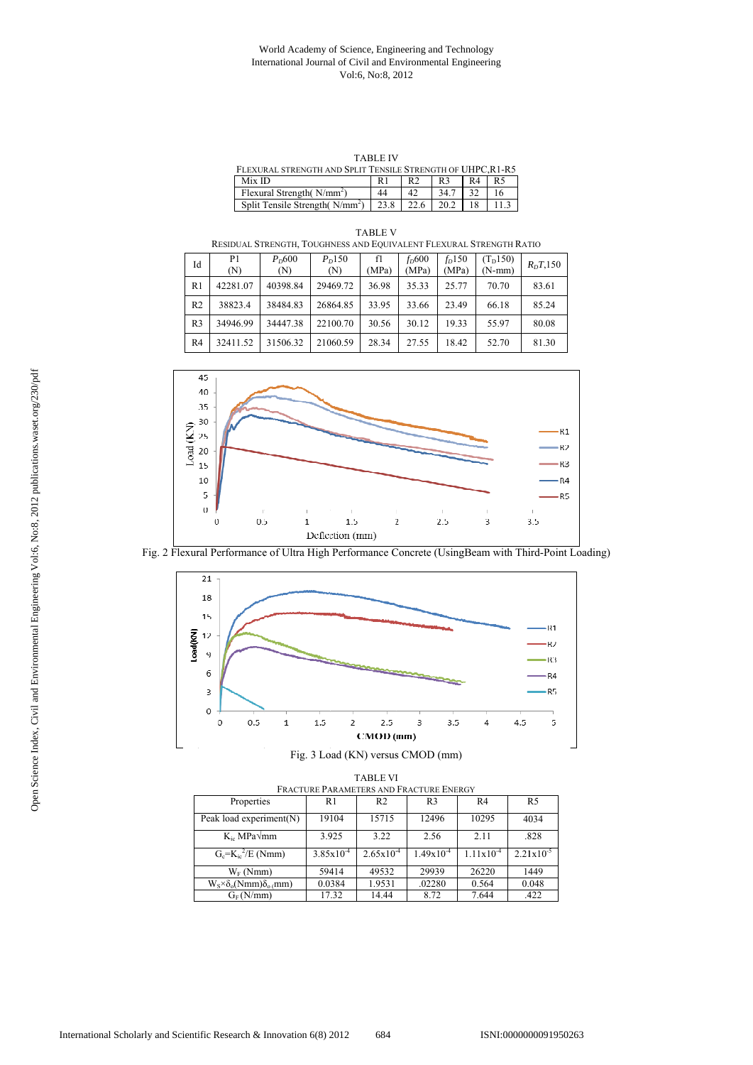TABLE IV

FLEXURAL STRENGTH AND SPLIT TENSILE STRENGTH OF UHPC,R1-R5

| Mix ID | R1 | R2 | R3 | R4 | R5 |
|---|---|---|---|---|---|
| Flexural Strength( $N/mm^2$) | 44 | 42 | 34.7 | 32 | 16 |
| Split Tensile Strength( $N/mm^2$) | 23.8 | 22.6 | 20.2 | 18 | 11.3 |

TABLE V

RESIDUAL STRENGTH, TOUGHNESS AND EQUIVALENT FLEXURAL STRENGTH RATIO

| Id | P1 (N) | $P_D$600 (N) | $P_D$150 (N) | f1 (MPa) | $f_D$600 (MPa) | $f_D$150 (MPa) | ($T_D$150) (N-mm) | $R_DT$,150 |
|---|---|---|---|---|---|---|---|---|
| R1 | 42281.07 | 40398.84 | 29469.72 | 36.98 | 35.33 | 25.77 | 70.70 | 83.61 |
| R2 | 38823.4 | 38484.83 | 26864.85 | 33.95 | 33.66 | 23.49 | 66.18 | 85.24 |
| R3 | 34946.99 | 34447.38 | 22100.70 | 30.56 | 30.12 | 19.33 | 55.97 | 80.08 |
| R4 | 32411.52 | 31506.32 | 21060.59 | 28.34 | 27.55 | 18.42 | 52.70 | 81.30 |

Fig. 2 Flexural Performance of Ultra High Performance Concrete (UsingBeam with Third-Point Loading)

Fig. 3 Load (KN) versus CMOD (mm)

TABLE VI

FRACTURE PARAMETERS AND FRACTURE ENERGY

| Properties | R1 | R2 | R3 | R4 | R5 |
|---|---|---|---|---|---|
| Peak load experiment(N) | 19104 | 15715 | 12496 | 10295 | 4034 |
| $K_{ic}$ MPa$\sqrt{mm}$ | 3.925 | 3.22 | 2.56 | 2.11 | .828 |
| $G_c$=$K_{ic}^2/E$ (Nmm) | $3.85x10^{-4}$ | $2.65x10^{-4}$ | $1.49x10^{-4}$ | $1.11x10^{-4}$ | $2.21x10^{-5}$ |
| $W_F$ (Nmm) | 59414 | 49532 | 29939 | 26220 | 1449 |
| $W_S \times \delta_o$(Nmm)$\delta_o$(mm) | 0.0384 | 1.9531 | .02280 | 0.564 | 0.048 |
| $G_F$(N/mm) | 17.32 | 14.44 | 8.72 | 7.644 | .422 |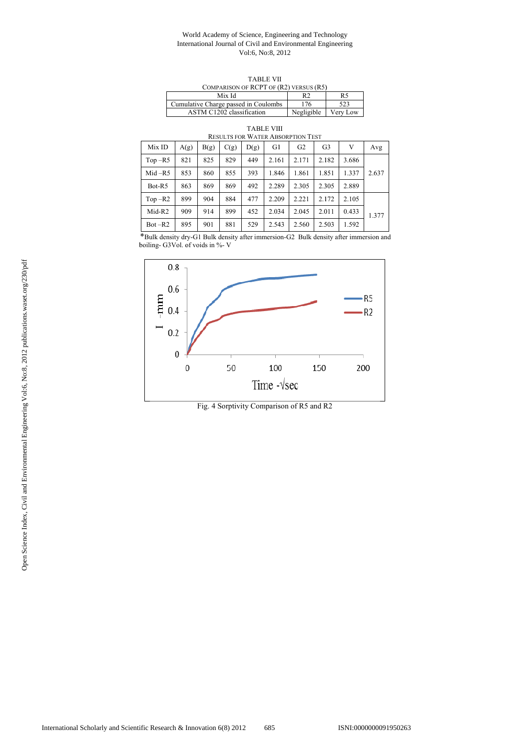TABLE VII
COMPARISON OF RCPT OF (R2) VERSUS (R5)

| Mix Id | R2 | R5 |
|---|---|---|
| Cumulative Charge passed in Coulombs | 176 | 523 |
| ASTM C1202 classification | Negligible | Very Low |

TABLE VIII
RESULTS FOR WATER ABSORPTION TEST

| Mix ID | A(g) | B(g) | C(g) | D(g) | G1 | G2 | G3 | V | Avg |
|---|---|---|---|---|---|---|---|---|---|
| Top –R5 | 821 | 825 | 829 | 449 | 2.161 | 2.171 | 2.182 | 3.686 | 2.637 |
| Mid –R5 | 853 | 860 | 855 | 393 | 1.846 | 1.861 | 1.851 | 1.337 | |
| Bot-R5 | 863 | 869 | 869 | 492 | 2.289 | 2.305 | 2.305 | 2.889 | |
| Top –R2 | 899 | 904 | 884 | 477 | 2.209 | 2.221 | 2.172 | 2.105 | 1.377 |
| Mid-R2 | 909 | 914 | 899 | 452 | 2.034 | 2.045 | 2.011 | 0.433 | |
| Bot –R2 | 895 | 901 | 881 | 529 | 2.543 | 2.560 | 2.503 | 1.592 | |

*Bulk density dry-G1 Bulk density after immersion-G2 Bulk density after immersion and boiling- G3Vol. of voids in %- V

0.8
0.6
0.4
0.2
0
I -mm
0
50
100
150
200
Time -√sec
R5
R2

Fig. 4 Sorptivity Comparison of R5 and R2